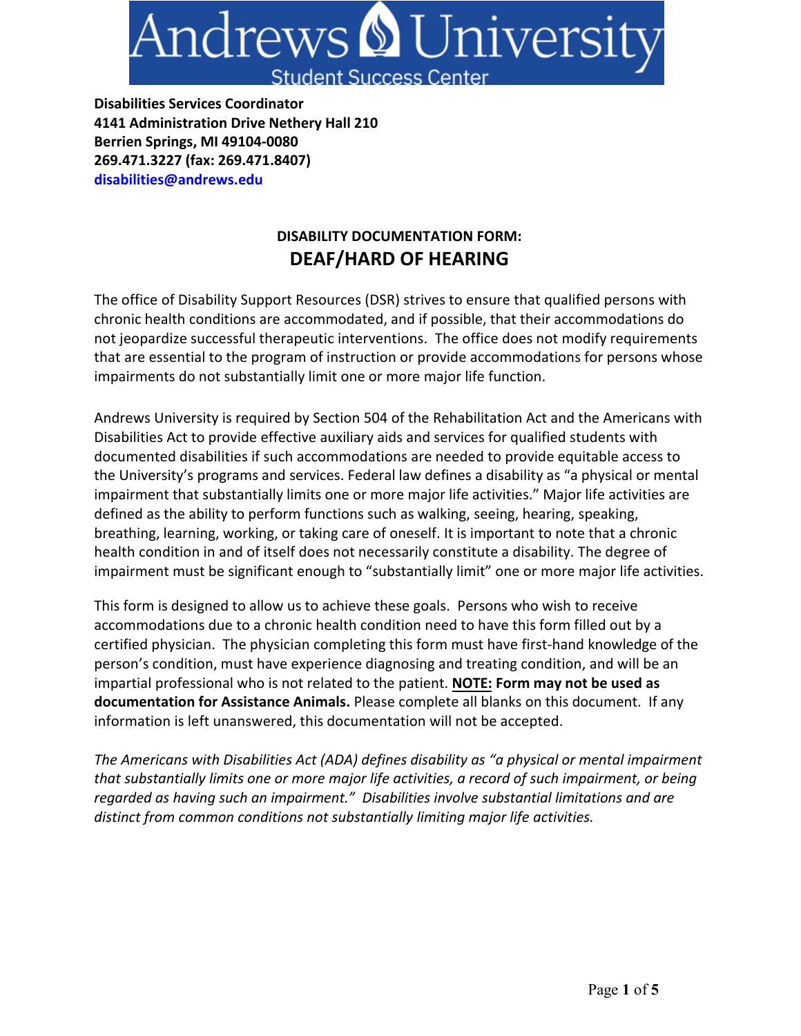Andrews University
Student Success Center

**Disabilities Services Coordinator**
**4141 Administration Drive Nethery Hall 210**
**Berrien Springs, MI 49104-0080**
**269.471.3227 (fax: 269.471.8407)**
**disabilities@andrews.edu**

## DISABILITY DOCUMENTATION FORM:
# DEAF/HARD OF HEARING

The office of Disability Support Resources (DSR) strives to ensure that qualified persons with chronic health conditions are accommodated, and if possible, that their accommodations do not jeopardize successful therapeutic interventions. The office does not modify requirements that are essential to the program of instruction or provide accommodations for persons whose impairments do not substantially limit one or more major life function.

Andrews University is required by Section 504 of the Rehabilitation Act and the Americans with Disabilities Act to provide effective auxiliary aids and services for qualified students with documented disabilities if such accommodations are needed to provide equitable access to the University's programs and services. Federal law defines a disability as "a physical or mental impairment that substantially limits one or more major life activities." Major life activities are defined as the ability to perform functions such as walking, seeing, hearing, speaking, breathing, learning, working, or taking care of oneself. It is important to note that a chronic health condition in and of itself does not necessarily constitute a disability. The degree of impairment must be significant enough to "substantially limit" one or more major life activities.

This form is designed to allow us to achieve these goals. Persons who wish to receive accommodations due to a chronic health condition need to have this form filled out by a certified physician. The physician completing this form must have first-hand knowledge of the person's condition, must have experience diagnosing and treating condition, and will be an impartial professional who is not related to the patient. **NOTE: Form may not be used as documentation for Assistance Animals.** Please complete all blanks on this document. If any information is left unanswered, this documentation will not be accepted.

*The Americans with Disabilities Act (ADA) defines disability as "a physical or mental impairment that substantially limits one or more major life activities, a record of such impairment, or being regarded as having such an impairment." Disabilities involve substantial limitations and are distinct from common conditions not substantially limiting major life activities.*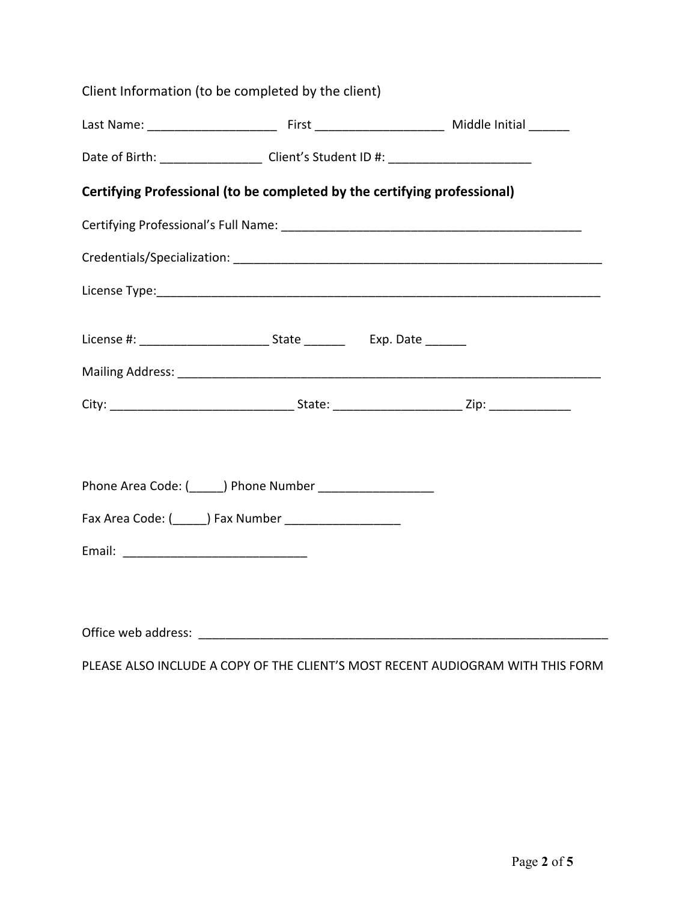Client Information (to be completed by the client)

Last Name: ___________________ First ___________________ Middle Initial ______

Date of Birth: _______________ Client's Student ID #: _____________________

**Certifying Professional (to be completed by the certifying professional)**

Certifying Professional's Full Name: _____________________________________________

Credentials/Specialization: _________________________________________________________

License Type:_____________________________________________________________________

License #: ___________________ State ______ Exp. Date ______

Mailing Address: __________________________________________________________________

City: ___________________________ State: ___________________ Zip: ____________

Phone Area Code: (_____) Phone Number _________________

Fax Area Code: (_____) Fax Number _________________

Email: ___________________________

Office web address: ________________________________________________________________

PLEASE ALSO INCLUDE A COPY OF THE CLIENT'S MOST RECENT AUDIOGRAM WITH THIS FORM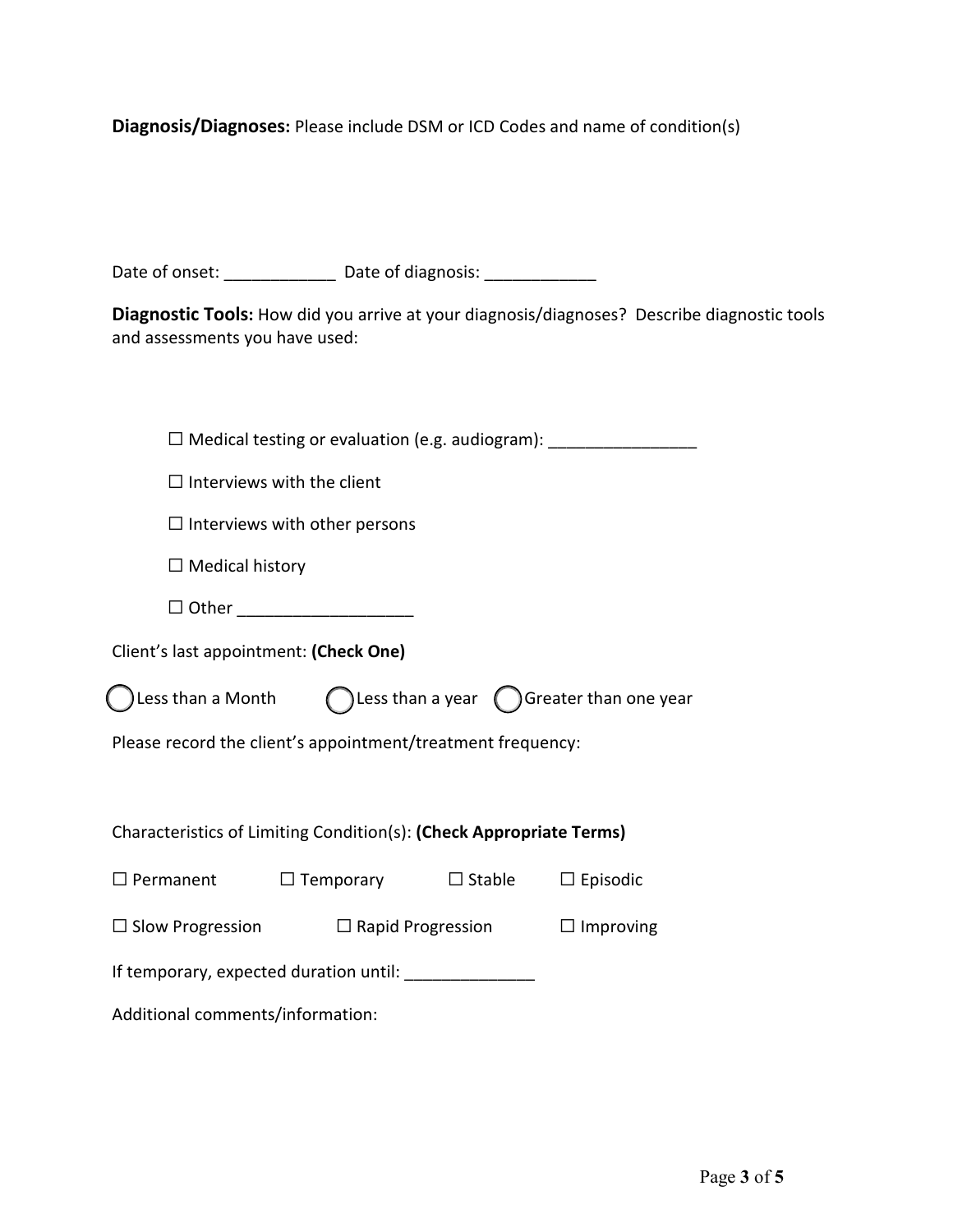**Diagnosis/Diagnoses:** Please include DSM or ICD Codes and name of condition(s)

Date of onset: ____________ Date of diagnosis: ____________

**Diagnostic Tools:** How did you arrive at your diagnosis/diagnoses? Describe diagnostic tools and assessments you have used:

☐ Medical testing or evaluation (e.g. audiogram): ________________

☐ Interviews with the client

☐ Interviews with other persons

☐ Medical history

☐ Other ___________________

Client's last appointment: **(Check One)**

◯ Less than a Month ◯ Less than a year ◯ Greater than one year

Please record the client's appointment/treatment frequency:

Characteristics of Limiting Condition(s): **(Check Appropriate Terms)**

☐ Permanent ☐ Temporary ☐ Stable ☐ Episodic

☐ Slow Progression ☐ Rapid Progression ☐ Improving

If temporary, expected duration until: ______________

Additional comments/information: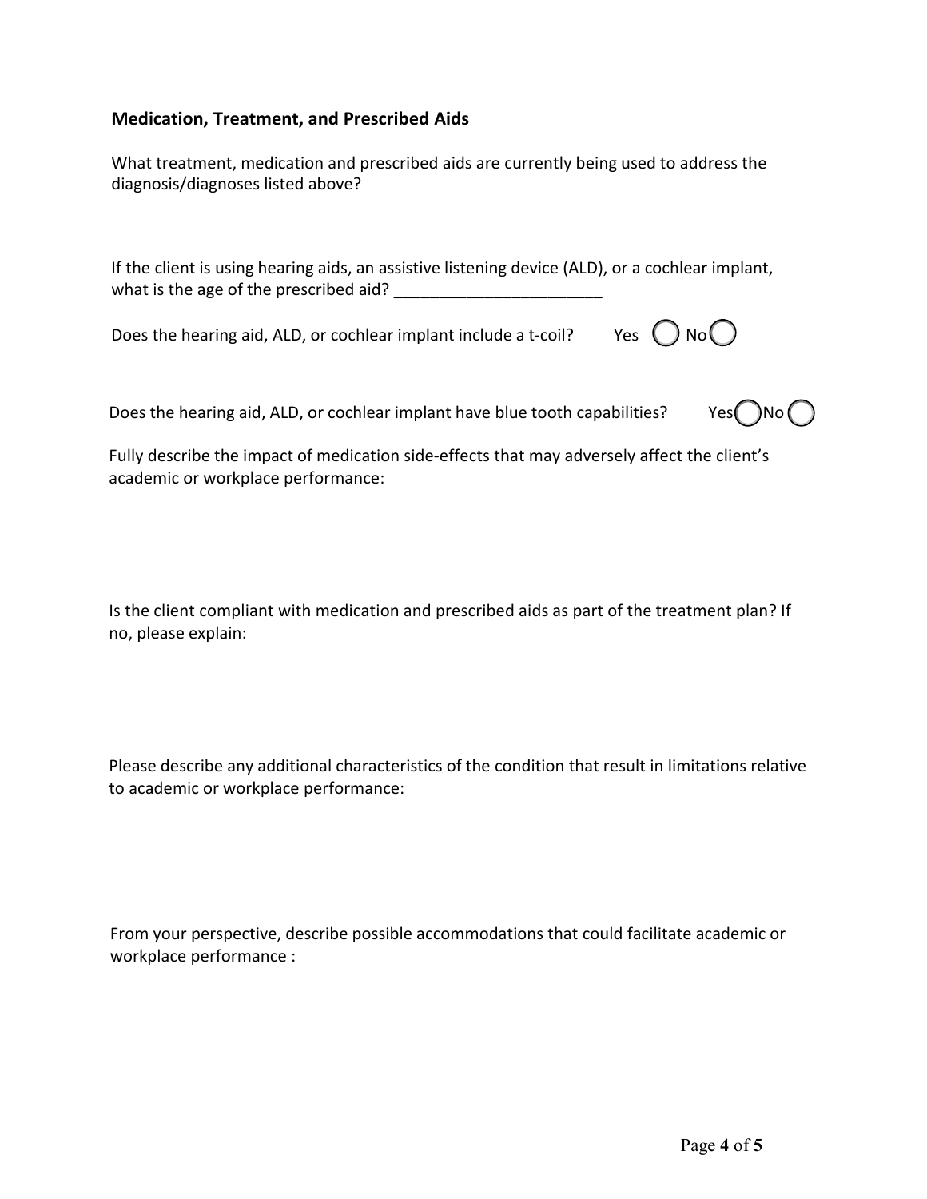### Medication, Treatment, and Prescribed Aids

What treatment, medication and prescribed aids are currently being used to address the diagnosis/diagnoses listed above?

If the client is using hearing aids, an assistive listening device (ALD), or a cochlear implant, what is the age of the prescribed aid? ______________________

Does the hearing aid, ALD, or cochlear implant include a t-coil? Yes ◯ No ◯

Does the hearing aid, ALD, or cochlear implant have blue tooth capabilities? Yes ◯ No ◯

Fully describe the impact of medication side-effects that may adversely affect the client's academic or workplace performance:

Is the client compliant with medication and prescribed aids as part of the treatment plan? If no, please explain:

Please describe any additional characteristics of the condition that result in limitations relative to academic or workplace performance:

From your perspective, describe possible accommodations that could facilitate academic or workplace performance :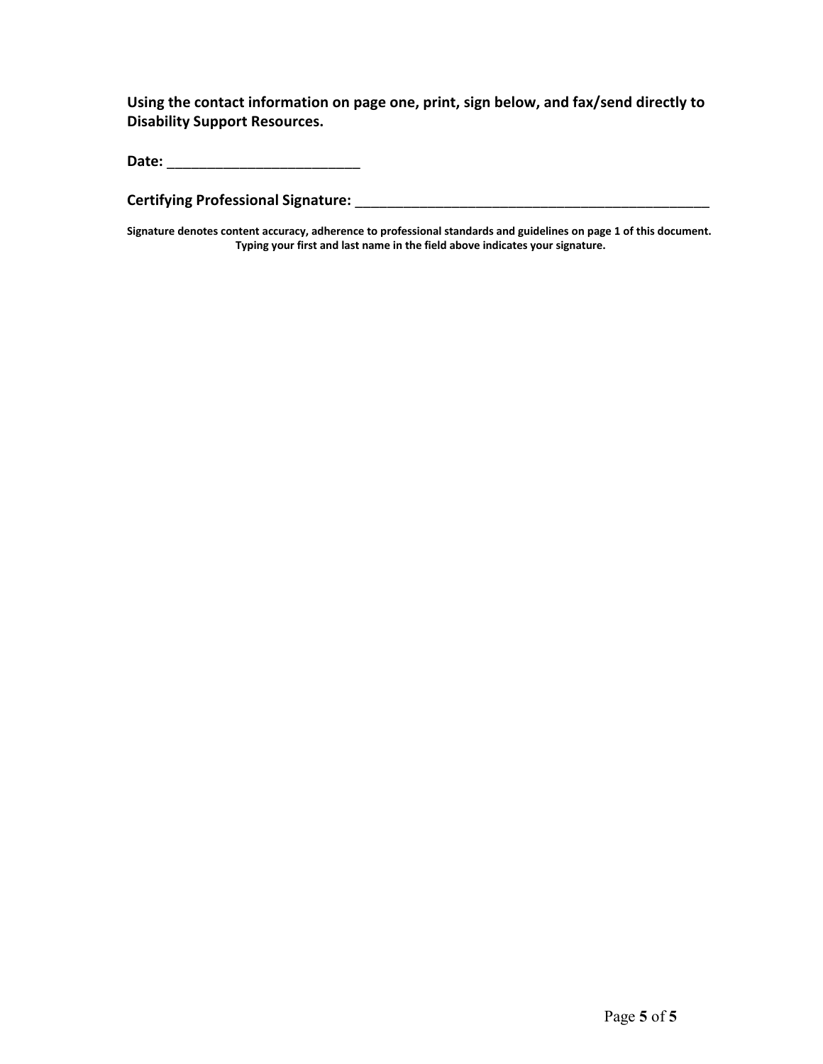**Using the contact information on page one, print, sign below, and fax/send directly to Disability Support Resources.**

**Date:** ________________________

**Certifying Professional Signature:** ____________________________________________

**Signature denotes content accuracy, adherence to professional standards and guidelines on page 1 of this document. Typing your first and last name in the field above indicates your signature.**